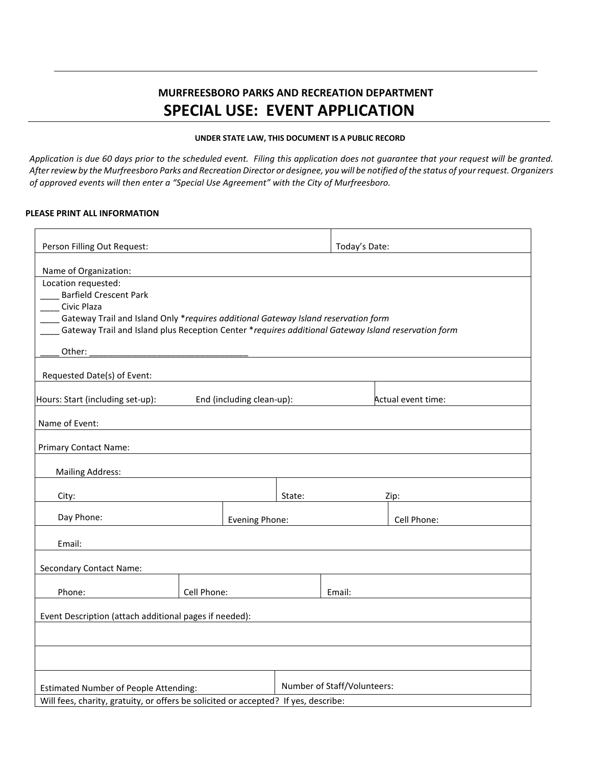## MURFREESBORO PARKS AND RECREATION DEPARTMENT

# SPECIAL USE: EVENT APPLICATION

**UNDER STATE LAW, THIS DOCUMENT IS A PUBLIC RECORD**

*Application is due 60 days prior to the scheduled event. Filing this application does not guarantee that your request will be granted. After review by the Murfreesboro Parks and Recreation Director or designee, you will be notified of the status of your request. Organizers of approved events will then enter a "Special Use Agreement" with the City of Murfreesboro.*

**PLEASE PRINT ALL INFORMATION**

Person Filling Out Request: | Today's Date:

Name of Organization:

Location requested:

____ Barfield Crescent Park
____ Civic Plaza
____ Gateway Trail and Island Only **requires additional Gateway Island reservation form*
____ Gateway Trail and Island plus Reception Center **requires additional Gateway Island reservation form*

____ Other: ________________________________

Requested Date(s) of Event:

Hours: Start (including set-up): | End (including clean-up): | Actual event time:

Name of Event:

Primary Contact Name:

Mailing Address:

City: | State: | Zip:

Day Phone: | Evening Phone: | Cell Phone:

Email:

Secondary Contact Name:

Phone: | Cell Phone: | Email:

Event Description (attach additional pages if needed):

Estimated Number of People Attending: | Number of Staff/Volunteers:

Will fees, charity, gratuity, or offers be solicited or accepted? If yes, describe: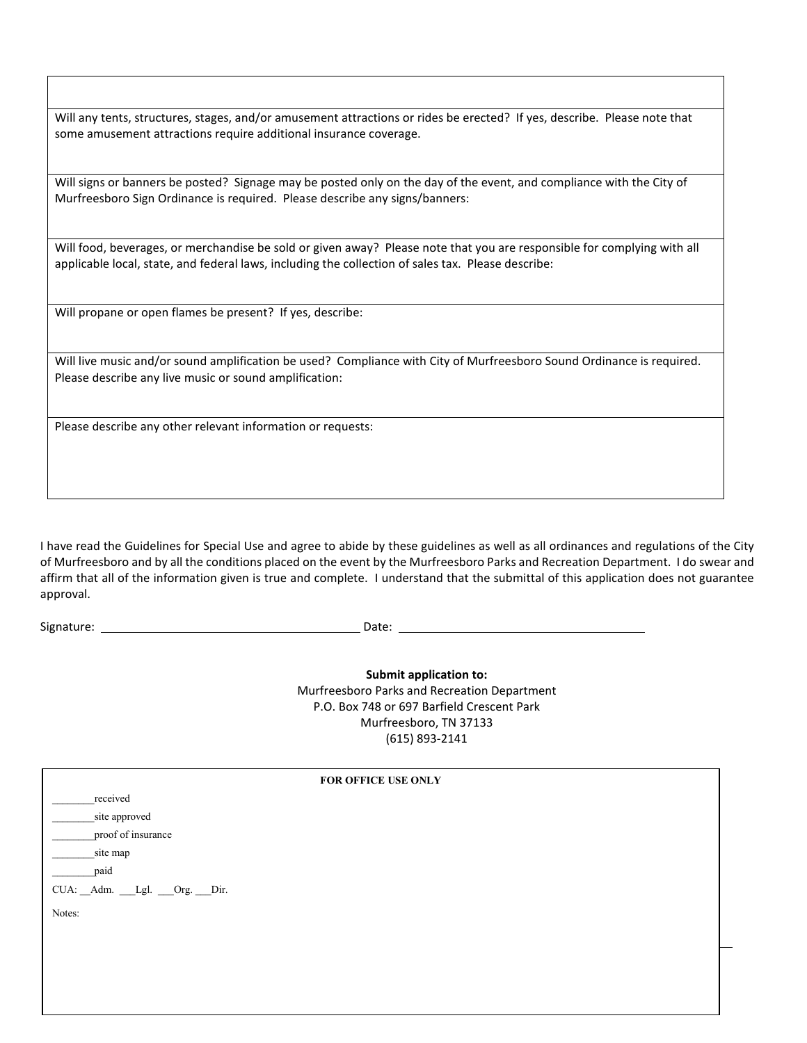| |
|---|
| |
| Will any tents, structures, stages, and/or amusement attractions or rides be erected? If yes, describe. Please note that some amusement attractions require additional insurance coverage. |
| Will signs or banners be posted? Signage may be posted only on the day of the event, and compliance with the City of Murfreesboro Sign Ordinance is required. Please describe any signs/banners: |
| Will food, beverages, or merchandise be sold or given away? Please note that you are responsible for complying with all applicable local, state, and federal laws, including the collection of sales tax. Please describe: |
| Will propane or open flames be present? If yes, describe: |
| Will live music and/or sound amplification be used? Compliance with City of Murfreesboro Sound Ordinance is required. Please describe any live music or sound amplification: |
| Please describe any other relevant information or requests: |

I have read the Guidelines for Special Use and agree to abide by these guidelines as well as all ordinances and regulations of the City of Murfreesboro and by all the conditions placed on the event by the Murfreesboro Parks and Recreation Department. I do swear and affirm that all of the information given is true and complete. I understand that the submittal of this application does not guarantee approval.

Signature: ________________________________ Date: ______________________________

**Submit application to:**
Murfreesboro Parks and Recreation Department
P.O. Box 748 or 697 Barfield Crescent Park
Murfreesboro, TN 37133
(615) 893-2141

**FOR OFFICE USE ONLY**

________received

________site approved

________proof of insurance

________site map

________paid

CUA: __Adm. ___Lgl. ___Org. ___Dir.

Notes: